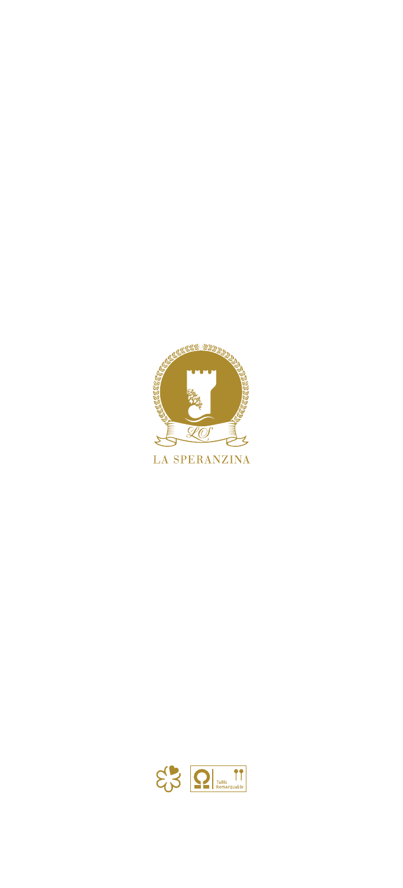LA SPERANZINA

Table Remarquable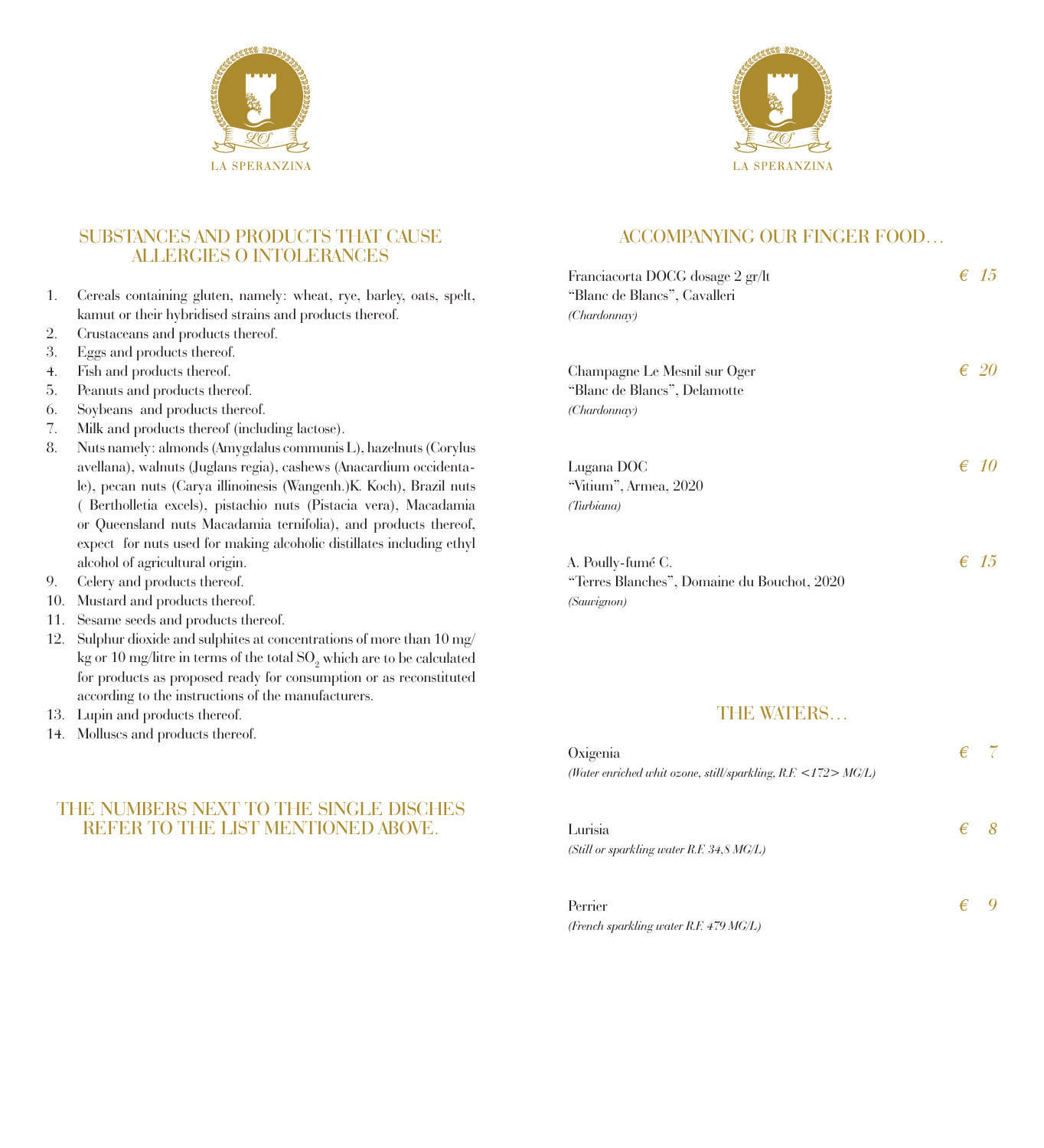LA SPERANZINA

## SUBSTANCES AND PRODUCTS THAT CAUSE ALLERGIES O INTOLERANCES

1. Cereals containing gluten, namely: wheat, rye, barley, oats, spelt, kamut or their hybridised strains and products thereof.
2. Crustaceans and products thereof.
3. Eggs and products thereof.
4. Fish and products thereof.
5. Peanuts and products thereof.
6. Soybeans and products thereof.
7. Milk and products thereof (including lactose).
8. Nuts namely: almonds (Amygdalus communis L), hazelnuts (Corylus avellana), walnuts (Juglans regia), cashews (Anacardium occidentale), pecan nuts (Carya illinoinesis (Wangenh.)K. Koch), Brazil nuts ( Bertholletia excels), pistachio nuts (Pistacia vera), Macadamia or Queensland nuts Macadamia ternifolia), and products thereof, expect for nuts used for making alcoholic distillates including ethyl alcohol of agricultural origin.
9. Celery and products thereof.
10. Mustard and products thereof.
11. Sesame seeds and products thereof.
12. Sulphur dioxide and sulphites at concentrations of more than 10 mg/kg or 10 mg/litre in terms of the total $SO_2$ which are to be calculated for products as proposed ready for consumption or as reconstituted according to the instructions of the manufacturers.
13. Lupin and products thereof.
14. Molluscs and products thereof.

## THE NUMBERS NEXT TO THE SINGLE DISCHES REFER TO THE LIST MENTIONED ABOVE.

LA SPERANZINA

## ACCOMPANYING OUR FINGER FOOD…

Franciacorta DOCG dosage 2 gr/lt
"Blanc de Blancs", Cavalleri
*(Chardonnay)* — *€ 15*

Champagne Le Mesnil sur Oger
"Blanc de Blancs", Delamotte
*(Chardonnay)* — *€ 20*

Lugana DOC
"Vitium", Armea, 2020
*(Turbiana)* — *€ 10*

A. Poully-fumé C.
"Terres Blanches", Domaine du Bouchot, 2020
*(Sauvignon)* — *€ 15*

## THE WATERS…

Oxigenia
*(Water enriched whit ozone, still/sparkling, R.F. <172> MG/L)* — *€ 7*

Lurisia
*(Still or sparkling water R.F. 34,8 MG/L)* — *€ 8*

Perrier
*(French sparkling water R.F. 479 MG/L)* — *€ 9*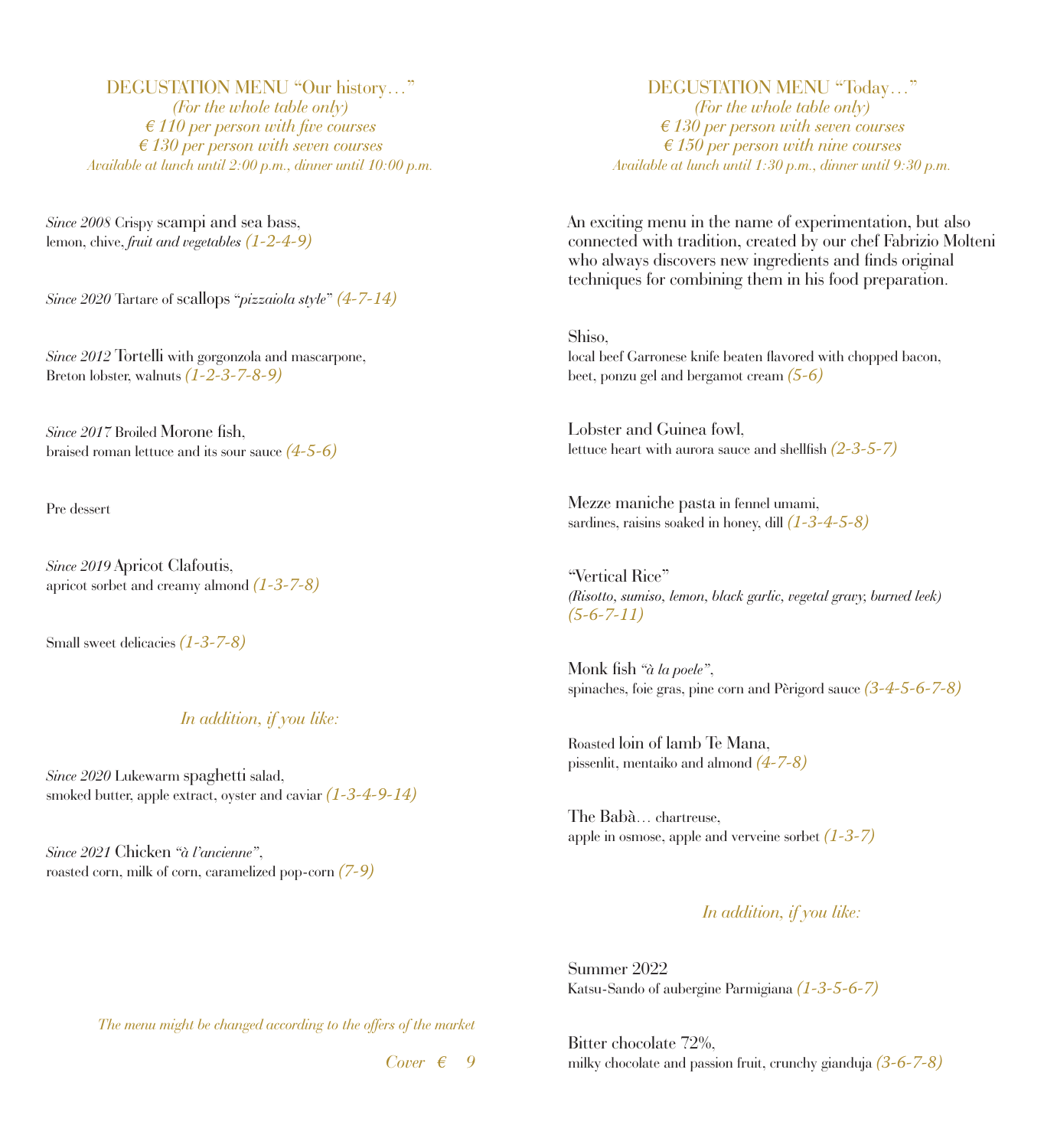## DEGUSTATION MENU "Our history…"

*(For the whole table only)*
*€ 110 per person with five courses*
*€ 130 per person with seven courses*
*Available at lunch until 2:00 p.m., dinner until 10:00 p.m.*

*Since 2008* Crispy scampi and sea bass,
lemon, chive, *fruit and vegetables* *(1-2-4-9)*

*Since 2020* Tartare of scallops "*pizzaiola style*" *(4-7-14)*

*Since 2012* Tortelli with gorgonzola and mascarpone,
Breton lobster, walnuts *(1-2-3-7-8-9)*

*Since 2017* Broiled Morone fish,
braised roman lettuce and its sour sauce *(4-5-6)*

Pre dessert

*Since 2019* Apricot Clafoutis,
apricot sorbet and creamy almond *(1-3-7-8)*

Small sweet delicacies *(1-3-7-8)*

*In addition, if you like:*

*Since 2020* Lukewarm spaghetti salad,
smoked butter, apple extract, oyster and caviar *(1-3-4-9-14)*

*Since 2021* Chicken *"à l'ancienne"*,
roasted corn, milk of corn, caramelized pop-corn *(7-9)*

*The menu might be changed according to the offers of the market*

*Cover € 9*

## DEGUSTATION MENU "Today…"

*(For the whole table only)*
*€ 130 per person with seven courses*
*€ 150 per person with nine courses*
*Available at lunch until 1:30 p.m., dinner until 9:30 p.m.*

An exciting menu in the name of experimentation, but also connected with tradition, created by our chef Fabrizio Molteni who always discovers new ingredients and finds original techniques for combining them in his food preparation.

Shiso,
local beef Garronese knife beaten flavored with chopped bacon,
beet, ponzu gel and bergamot cream *(5-6)*

Lobster and Guinea fowl,
lettuce heart with aurora sauce and shellfish *(2-3-5-7)*

Mezze maniche pasta in fennel umami,
sardines, raisins soaked in honey, dill *(1-3-4-5-8)*

"Vertical Rice"
*(Risotto, sumiso, lemon, black garlic, vegetal gravy, burned leek)*
*(5-6-7-11)*

Monk fish *"à la poele"*,
spinaches, foie gras, pine corn and Pèrigord sauce *(3-4-5-6-7-8)*

Roasted loin of lamb Te Mana,
pissenlit, mentaiko and almond *(4-7-8)*

The Babà… chartreuse,
apple in osmose, apple and verveine sorbet *(1-3-7)*

*In addition, if you like:*

Summer 2022
Katsu-Sando of aubergine Parmigiana *(1-3-5-6-7)*

Bitter chocolate 72%,
milky chocolate and passion fruit, crunchy gianduja *(3-6-7-8)*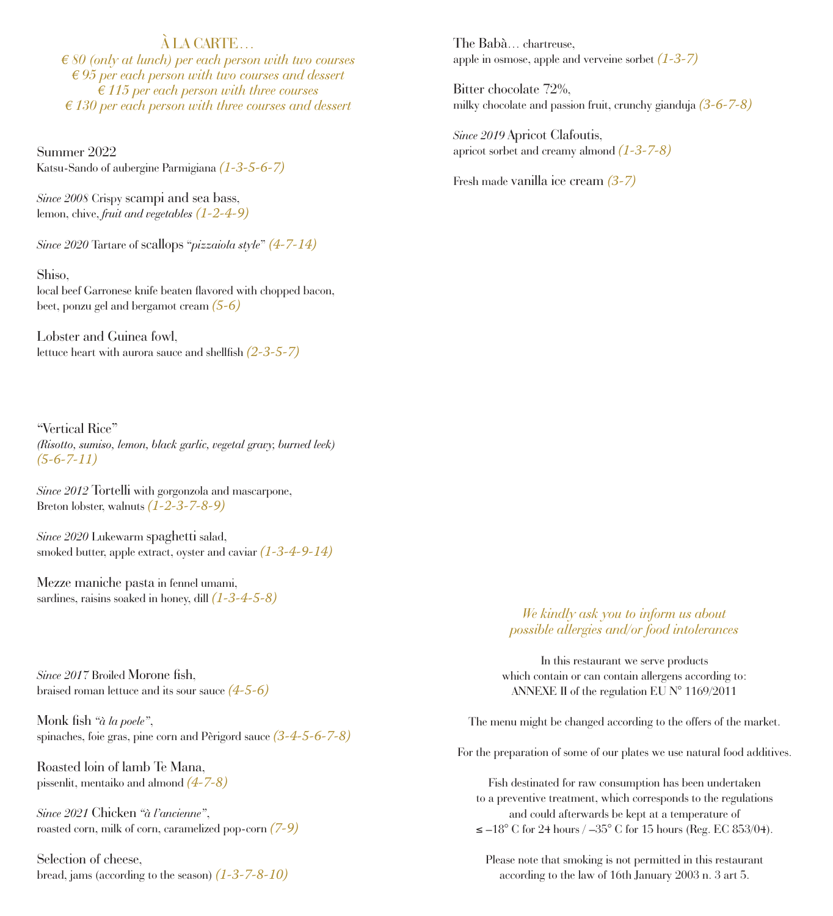## À LA CARTE…

*€ 80 (only at lunch) per each person with two courses*
*€ 95 per each person with two courses and dessert*
*€ 115 per each person with three courses*
*€ 130 per each person with three courses and dessert*

Summer 2022
Katsu-Sando of aubergine Parmigiana *(1-3-5-6-7)*

*Since 2008* Crispy scampi and sea bass,
lemon, chive, *fruit and vegetables* *(1-2-4-9)*

*Since 2020* Tartare of scallops "*pizzaiola style*" *(4-7-14)*

Shiso,
local beef Garronese knife beaten flavored with chopped bacon,
beet, ponzu gel and bergamot cream *(5-6)*

Lobster and Guinea fowl,
lettuce heart with aurora sauce and shellfish *(2-3-5-7)*

"Vertical Rice"
*(Risotto, sumiso, lemon, black garlic, vegetal gravy, burned leek)*
*(5-6-7-11)*

*Since 2012* Tortelli with gorgonzola and mascarpone,
Breton lobster, walnuts *(1-2-3-7-8-9)*

*Since 2020* Lukewarm spaghetti salad,
smoked butter, apple extract, oyster and caviar *(1-3-4-9-14)*

Mezze maniche pasta in fennel umami,
sardines, raisins soaked in honey, dill *(1-3-4-5-8)*

*Since 2017* Broiled Morone fish,
braised roman lettuce and its sour sauce *(4-5-6)*

Monk fish *"à la poele"*,
spinaches, foie gras, pine corn and Pèrigord sauce *(3-4-5-6-7-8)*

Roasted loin of lamb Te Mana,
pissenlit, mentaiko and almond *(4-7-8)*

*Since 2021* Chicken *"à l'ancienne"*,
roasted corn, milk of corn, caramelized pop-corn *(7-9)*

Selection of cheese,
bread, jams (according to the season) *(1-3-7-8-10)*

The Babà… chartreuse,
apple in osmose, apple and verveine sorbet *(1-3-7)*

Bitter chocolate 72%,
milky chocolate and passion fruit, crunchy gianduja *(3-6-7-8)*

*Since 2019* Apricot Clafoutis,
apricot sorbet and creamy almond *(1-3-7-8)*

Fresh made vanilla ice cream *(3-7)*

*We kindly ask you to inform us about possible allergies and/or food intolerances*

In this restaurant we serve products which contain or can contain allergens according to: ANNEXE II of the regulation EU N° 1169/2011

The menu might be changed according to the offers of the market.

For the preparation of some of our plates we use natural food additives.

Fish destinated for raw consumption has been undertaken to a preventive treatment, which corresponds to the regulations and could afterwards be kept at a temperature of ≤ –18° C for 24 hours / –35° C for 15 hours (Reg. EC 853/04).

Please note that smoking is not permitted in this restaurant according to the law of 16th January 2003 n. 3 art 5.